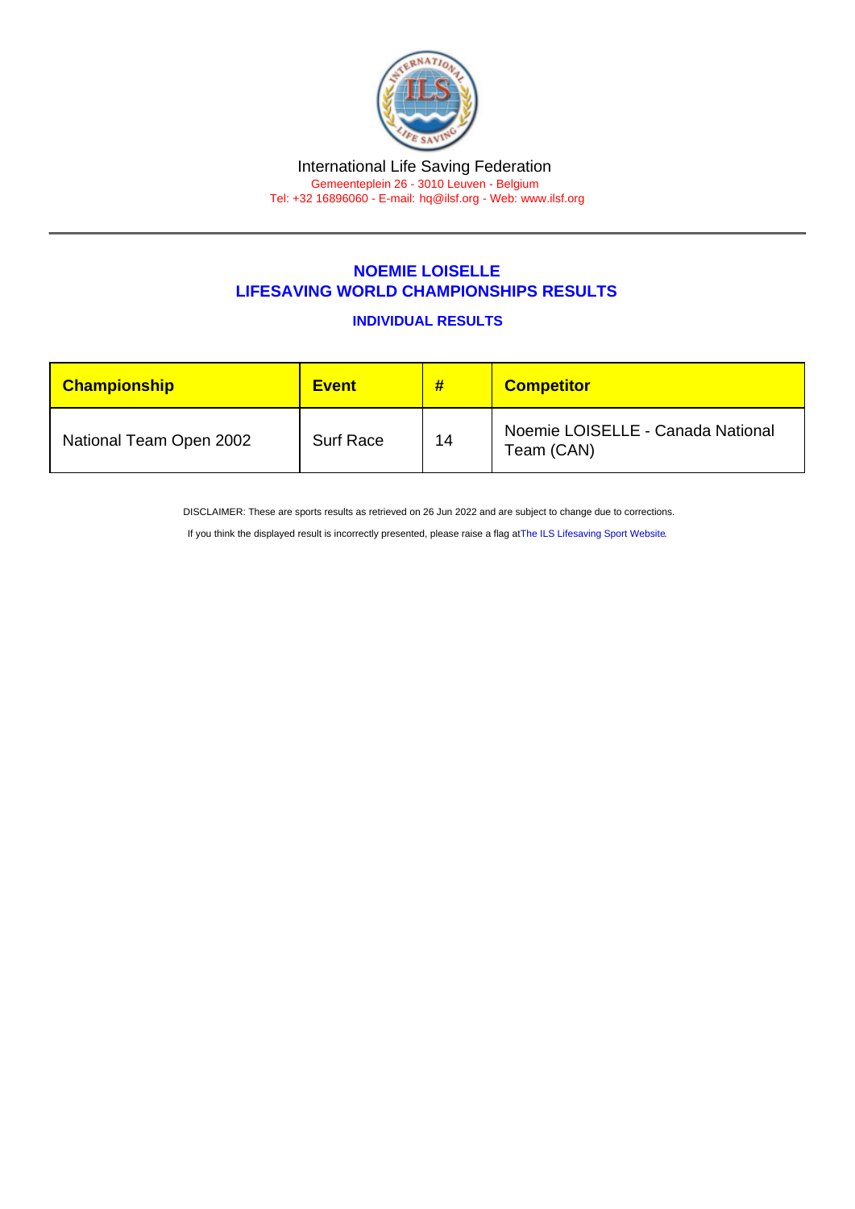International Life Saving Federation

Gemeenteplein 26 - 3010 Leuven - Belgium

Tel: +32 16896060 - E-mail: hq@ilsf.org - Web: www.ilsf.org

## NOEMIE LOISELLE
## LIFESAVING WORLD CHAMPIONSHIPS RESULTS

### INDIVIDUAL RESULTS

| Championship | Event | # | Competitor |
|---|---|---|---|
| National Team Open 2002 | Surf Race | 14 | Noemie LOISELLE - Canada National Team (CAN) |

DISCLAIMER: These are sports results as retrieved on 26 Jun 2022 and are subject to change due to corrections.

If you think the displayed result is incorrectly presented, please raise a flag atThe ILS Lifesaving Sport Website.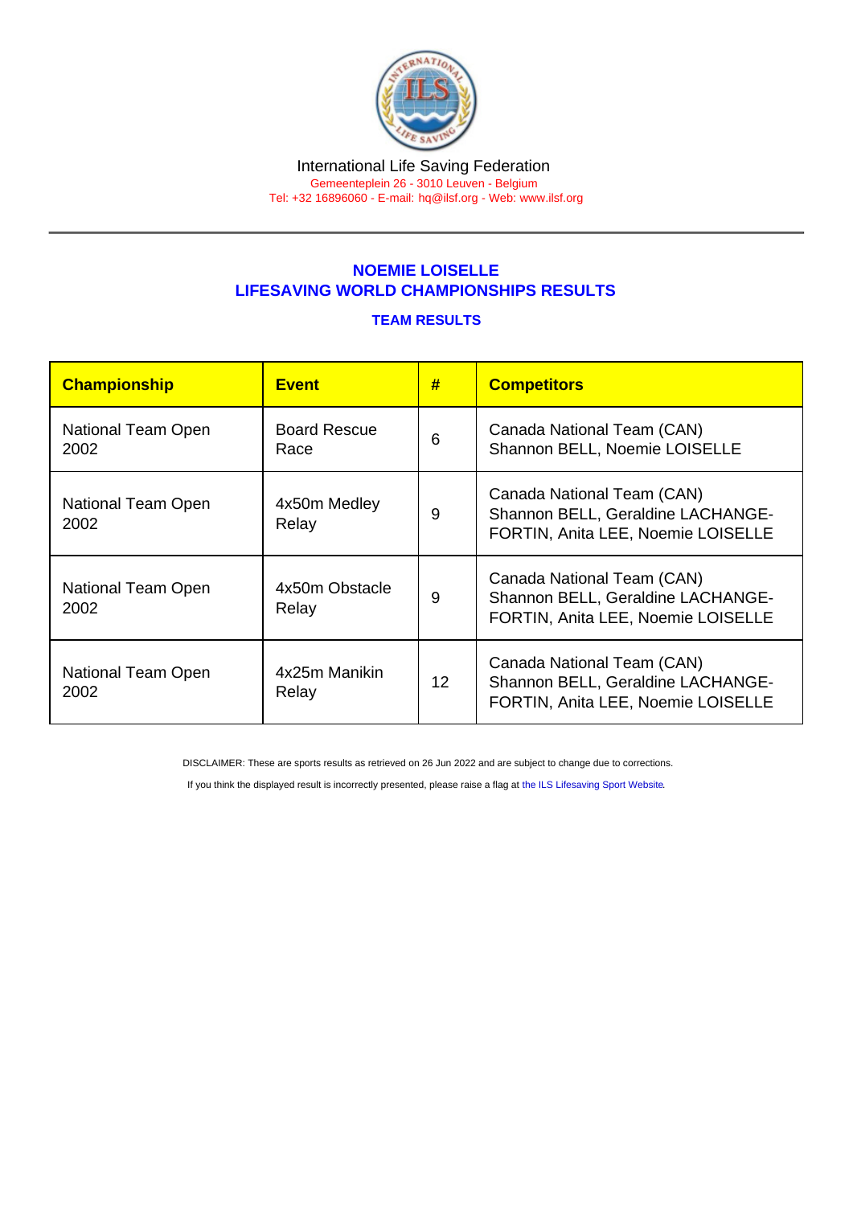International Life Saving Federation
Gemeenteplein 26 - 3010 Leuven - Belgium
Tel: +32 16896060 - E-mail: hq@ilsf.org - Web: www.ilsf.org

## NOEMIE LOISELLE
## LIFESAVING WORLD CHAMPIONSHIPS RESULTS

### TEAM RESULTS

| Championship | Event | # | Competitors |
|---|---|---|---|
| National Team Open 2002 | Board Rescue Race | 6 | Canada National Team (CAN) Shannon BELL, Noemie LOISELLE |
| National Team Open 2002 | 4x50m Medley Relay | 9 | Canada National Team (CAN) Shannon BELL, Geraldine LACHANGE-FORTIN, Anita LEE, Noemie LOISELLE |
| National Team Open 2002 | 4x50m Obstacle Relay | 9 | Canada National Team (CAN) Shannon BELL, Geraldine LACHANGE-FORTIN, Anita LEE, Noemie LOISELLE |
| National Team Open 2002 | 4x25m Manikin Relay | 12 | Canada National Team (CAN) Shannon BELL, Geraldine LACHANGE-FORTIN, Anita LEE, Noemie LOISELLE |

DISCLAIMER: These are sports results as retrieved on 26 Jun 2022 and are subject to change due to corrections.

If you think the displayed result is incorrectly presented, please raise a flag at the ILS Lifesaving Sport Website.